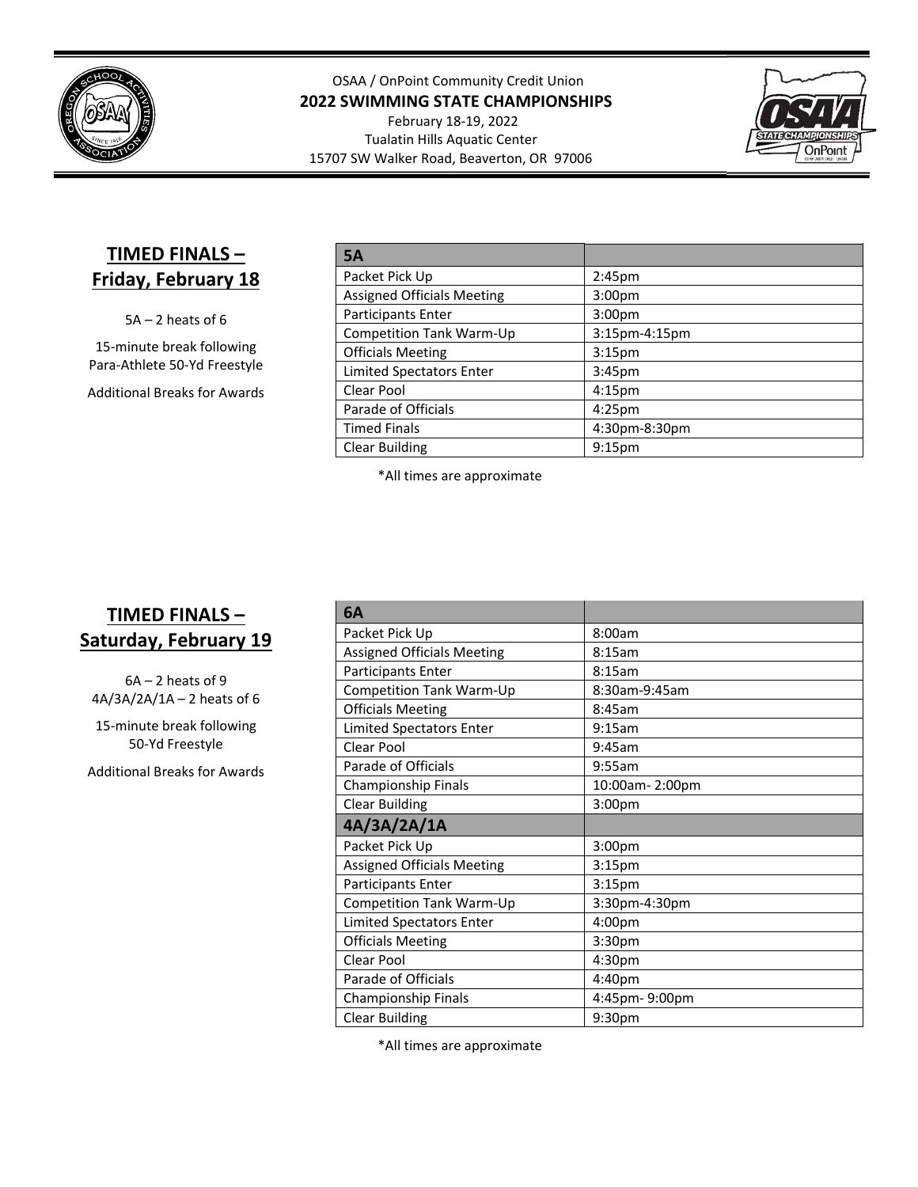OSAA / OnPoint Community Credit Union

**2022 SWIMMING STATE CHAMPIONSHIPS**

February 18-19, 2022

Tualatin Hills Aquatic Center

15707 SW Walker Road, Beaverton, OR 97006

## TIMED FINALS – Friday, February 18

5A – 2 heats of 6

15-minute break following Para-Athlete 50-Yd Freestyle

Additional Breaks for Awards

| 5A | |
|---|---|
| Packet Pick Up | 2:45pm |
| Assigned Officials Meeting | 3:00pm |
| Participants Enter | 3:00pm |
| Competition Tank Warm-Up | 3:15pm-4:15pm |
| Officials Meeting | 3:15pm |
| Limited Spectators Enter | 3:45pm |
| Clear Pool | 4:15pm |
| Parade of Officials | 4:25pm |
| Timed Finals | 4:30pm-8:30pm |
| Clear Building | 9:15pm |

*All times are approximate

## TIMED FINALS – Saturday, February 19

6A – 2 heats of 9

4A/3A/2A/1A – 2 heats of 6

15-minute break following 50-Yd Freestyle

Additional Breaks for Awards

| 6A | |
|---|---|
| Packet Pick Up | 8:00am |
| Assigned Officials Meeting | 8:15am |
| Participants Enter | 8:15am |
| Competition Tank Warm-Up | 8:30am-9:45am |
| Officials Meeting | 8:45am |
| Limited Spectators Enter | 9:15am |
| Clear Pool | 9:45am |
| Parade of Officials | 9:55am |
| Championship Finals | 10:00am- 2:00pm |
| Clear Building | 3:00pm |
| **4A/3A/2A/1A** | |
| Packet Pick Up | 3:00pm |
| Assigned Officials Meeting | 3:15pm |
| Participants Enter | 3:15pm |
| Competition Tank Warm-Up | 3:30pm-4:30pm |
| Limited Spectators Enter | 4:00pm |
| Officials Meeting | 3:30pm |
| Clear Pool | 4:30pm |
| Parade of Officials | 4:40pm |
| Championship Finals | 4:45pm- 9:00pm |
| Clear Building | 9:30pm |

*All times are approximate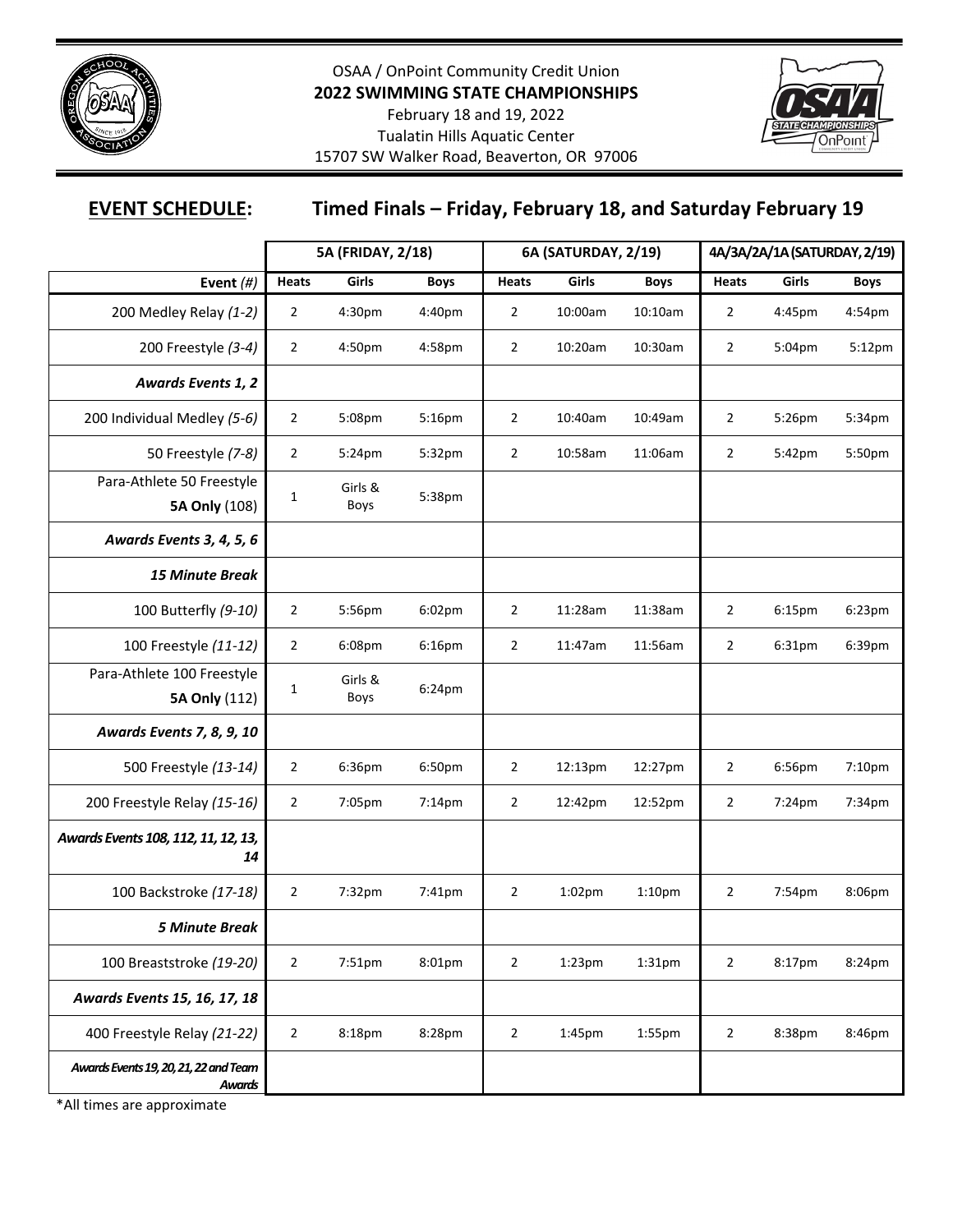OSAA / OnPoint Community Credit Union
**2022 SWIMMING STATE CHAMPIONSHIPS**
February 18 and 19, 2022
Tualatin Hills Aquatic Center
15707 SW Walker Road, Beaverton, OR 97006

## EVENT SCHEDULE: Timed Finals – Friday, February 18, and Saturday February 19

| | 5A (FRIDAY, 2/18) | | | 6A (SATURDAY, 2/19) | | | 4A/3A/2A/1A (SATURDAY, 2/19) | | |
|---|---|---|---|---|---|---|---|---|---|
| **Event** *(#)* | **Heats** | **Girls** | **Boys** | **Heats** | **Girls** | **Boys** | **Heats** | **Girls** | **Boys** |
| 200 Medley Relay *(1-2)* | 2 | 4:30pm | 4:40pm | 2 | 10:00am | 10:10am | 2 | 4:45pm | 4:54pm |
| 200 Freestyle *(3-4)* | 2 | 4:50pm | 4:58pm | 2 | 10:20am | 10:30am | 2 | 5:04pm | 5:12pm |
| ***Awards Events 1, 2*** | | | | | | | | | |
| 200 Individual Medley *(5-6)* | 2 | 5:08pm | 5:16pm | 2 | 10:40am | 10:49am | 2 | 5:26pm | 5:34pm |
| 50 Freestyle *(7-8)* | 2 | 5:24pm | 5:32pm | 2 | 10:58am | 11:06am | 2 | 5:42pm | 5:50pm |
| Para-Athlete 50 Freestyle **5A Only** (108) | 1 | Girls & Boys | 5:38pm | | | | | | |
| ***Awards Events 3, 4, 5, 6*** | | | | | | | | | |
| ***15 Minute Break*** | | | | | | | | | |
| 100 Butterfly *(9-10)* | 2 | 5:56pm | 6:02pm | 2 | 11:28am | 11:38am | 2 | 6:15pm | 6:23pm |
| 100 Freestyle *(11-12)* | 2 | 6:08pm | 6:16pm | 2 | 11:47am | 11:56am | 2 | 6:31pm | 6:39pm |
| Para-Athlete 100 Freestyle **5A Only** (112) | 1 | Girls & Boys | 6:24pm | | | | | | |
| ***Awards Events 7, 8, 9, 10*** | | | | | | | | | |
| 500 Freestyle *(13-14)* | 2 | 6:36pm | 6:50pm | 2 | 12:13pm | 12:27pm | 2 | 6:56pm | 7:10pm |
| 200 Freestyle Relay *(15-16)* | 2 | 7:05pm | 7:14pm | 2 | 12:42pm | 12:52pm | 2 | 7:24pm | 7:34pm |
| ***Awards Events 108, 112, 11, 12, 13, 14*** | | | | | | | | | |
| 100 Backstroke *(17-18)* | 2 | 7:32pm | 7:41pm | 2 | 1:02pm | 1:10pm | 2 | 7:54pm | 8:06pm |
| ***5 Minute Break*** | | | | | | | | | |
| 100 Breaststroke *(19-20)* | 2 | 7:51pm | 8:01pm | 2 | 1:23pm | 1:31pm | 2 | 8:17pm | 8:24pm |
| ***Awards Events 15, 16, 17, 18*** | | | | | | | | | |
| 400 Freestyle Relay *(21-22)* | 2 | 8:18pm | 8:28pm | 2 | 1:45pm | 1:55pm | 2 | 8:38pm | 8:46pm |
| ***Awards Events 19, 20, 21, 22 and Team Awards*** | | | | | | | | | |

*All times are approximate